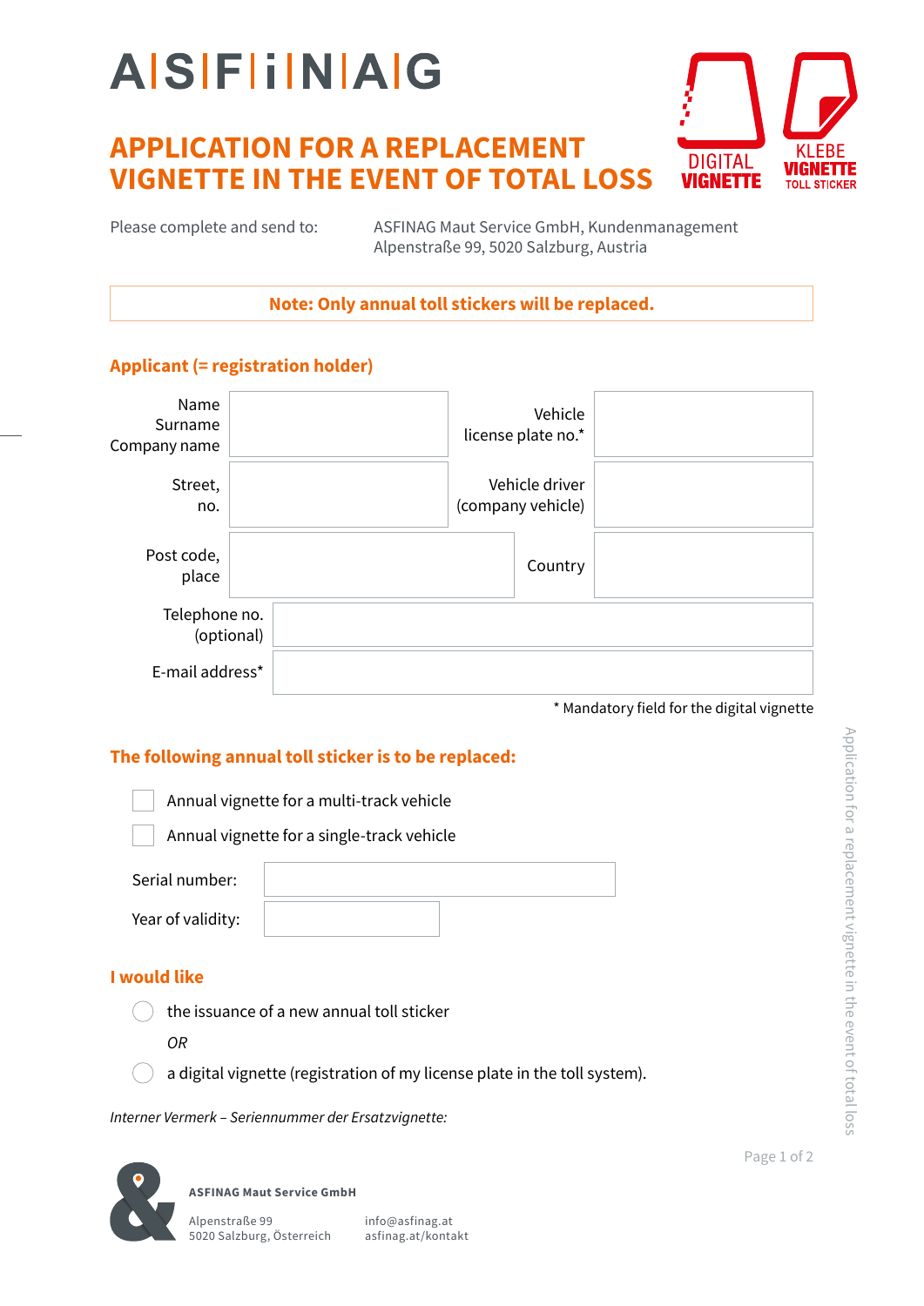A|S|F|i|N|A|G

# APPLICATION FOR A REPLACEMENT VIGNETTE IN THE EVENT OF TOTAL LOSS

DIGITAL VIGNETTE

KLEBE VIGNETTE TOLL STICKER

Please complete and send to: ASFINAG Maut Service GmbH, Kundenmanagement
Alpenstraße 99, 5020 Salzburg, Austria

**Note: Only annual toll stickers will be replaced.**

## Applicant (= registration holder)

| | | | |
|---|---|---|---|
| Name Surname Company name | | Vehicle license plate no.* | |
| Street, no. | | Vehicle driver (company vehicle) | |
| Post code, place | | Country | |
| Telephone no. (optional) | | | |
| E-mail address* | | | |

\* Mandatory field for the digital vignette

## The following annual toll sticker is to be replaced:

- ☐ Annual vignette for a multi-track vehicle
- ☐ Annual vignette for a single-track vehicle

Serial number: ____________________

Year of validity: ____________________

## I would like

- ○ the issuance of a new annual toll sticker

*OR*

- ○ a digital vignette (registration of my license plate in the toll system).

*Interner Vermerk – Seriennummer der Ersatzvignette:*

**ASFINAG Maut Service GmbH**

Alpenstraße 99
5020 Salzburg, Österreich

info@asfinag.at
asfinag.at/kontakt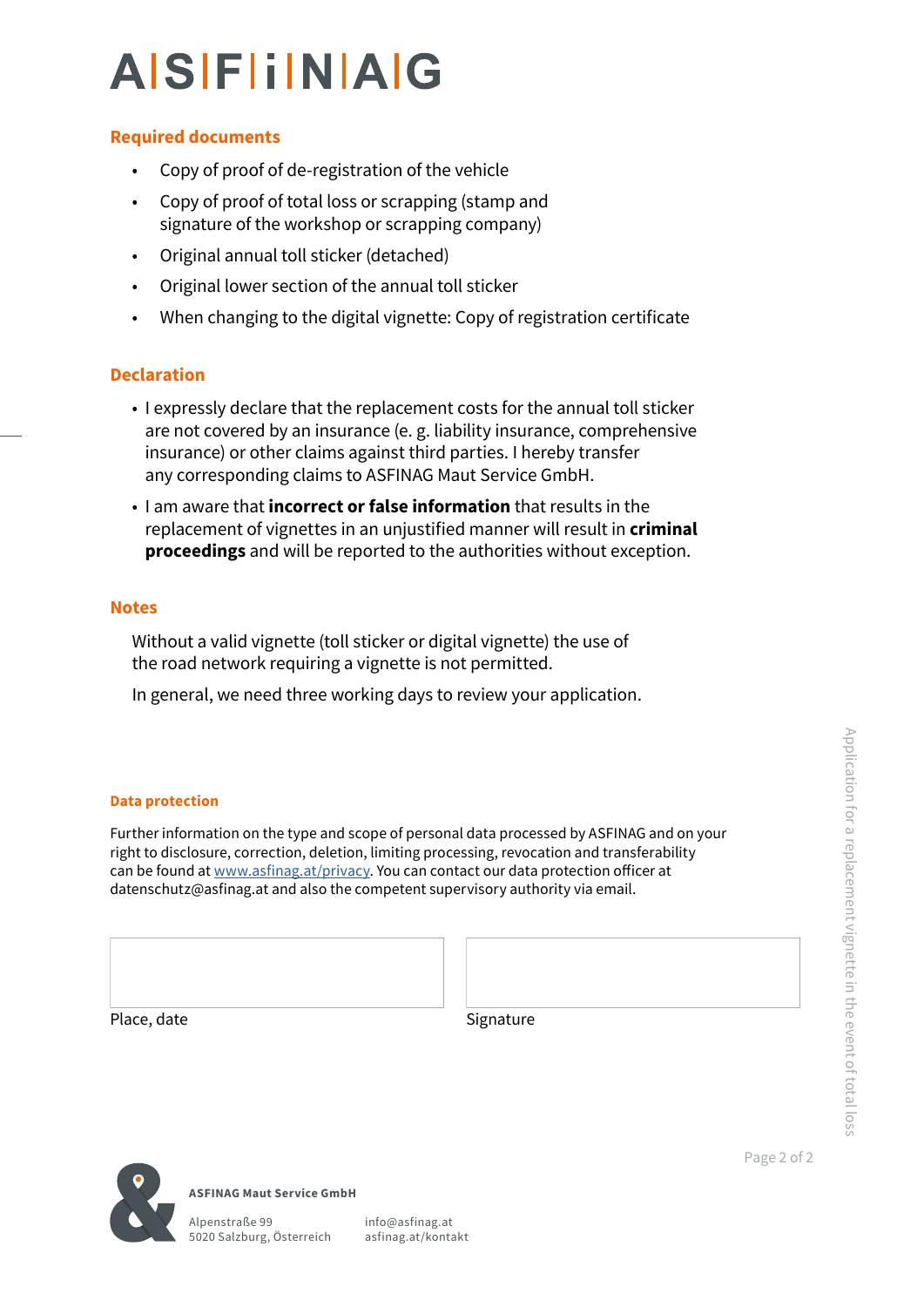## Required documents

- Copy of proof of de-registration of the vehicle
- Copy of proof of total loss or scrapping (stamp and signature of the workshop or scrapping company)
- Original annual toll sticker (detached)
- Original lower section of the annual toll sticker
- When changing to the digital vignette: Copy of registration certificate

## Declaration

- I expressly declare that the replacement costs for the annual toll sticker are not covered by an insurance (e. g. liability insurance, comprehensive insurance) or other claims against third parties. I hereby transfer any corresponding claims to ASFINAG Maut Service GmbH.
- I am aware that **incorrect or false information** that results in the replacement of vignettes in an unjustified manner will result in **criminal proceedings** and will be reported to the authorities without exception.

## Notes

Without a valid vignette (toll sticker or digital vignette) the use of the road network requiring a vignette is not permitted.

In general, we need three working days to review your application.

### Data protection

Further information on the type and scope of personal data processed by ASFINAG and on your right to disclosure, correction, deletion, limiting processing, revocation and transferability can be found at www.asfinag.at/privacy. You can contact our data protection officer at datenschutz@asfinag.at and also the competent supervisory authority via email.

Place, date

Signature

**ASFINAG Maut Service GmbH**

Alpenstraße 99
5020 Salzburg, Österreich

info@asfinag.at
asfinag.at/kontakt